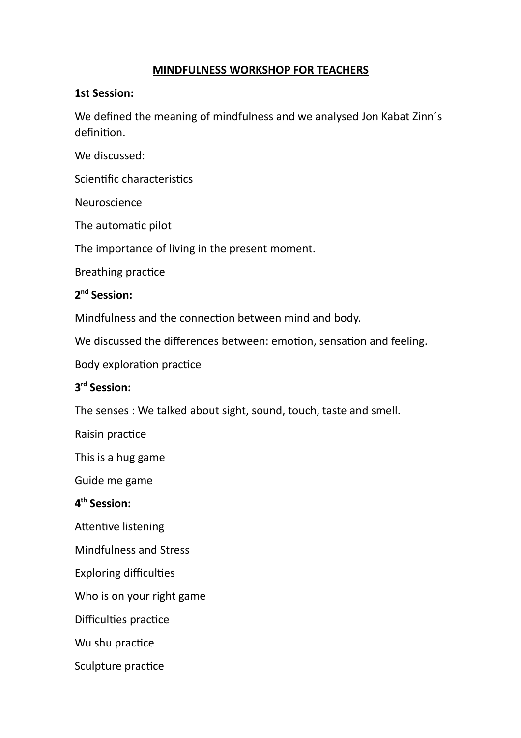# MINDFULNESS WORKSHOP FOR TEACHERS

**1st Session:**

We defined the meaning of mindfulness and we analysed Jon Kabat Zinn´s definition.

We discussed:

Scientific characteristics

Neuroscience

The automatic pilot

The importance of living in the present moment.

Breathing practice

**2nd Session:**

Mindfulness and the connection between mind and body.

We discussed the differences between: emotion, sensation and feeling.

Body exploration practice

**3rd Session:**

The senses : We talked about sight, sound, touch, taste and smell.

Raisin practice

This is a hug game

Guide me game

**4th Session:**

Attentive listening

Mindfulness and Stress

Exploring difficulties

Who is on your right game

Difficulties practice

Wu shu practice

Sculpture practice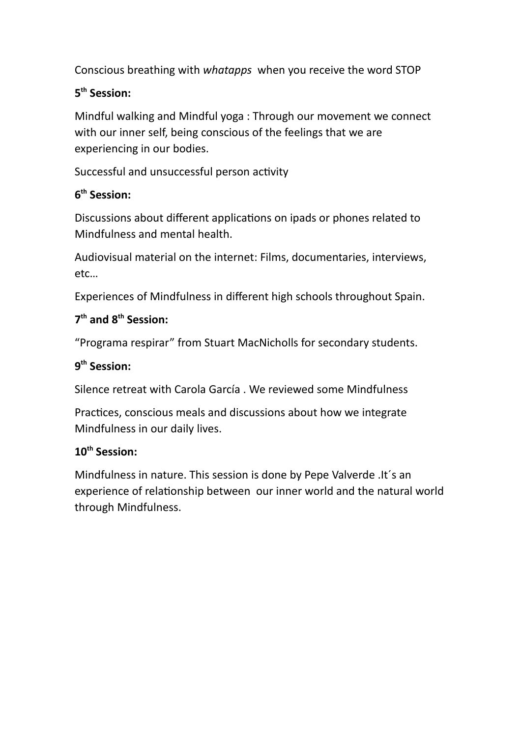Conscious breathing with *whatapps* when you receive the word STOP

**5th Session:**

Mindful walking and Mindful yoga : Through our movement we connect with our inner self, being conscious of the feelings that we are experiencing in our bodies.

Successful and unsuccessful person activity

**6th Session:**

Discussions about different applications on ipads or phones related to Mindfulness and mental health.

Audiovisual material on the internet: Films, documentaries, interviews, etc…

Experiences of Mindfulness in different high schools throughout Spain.

**7th and 8th Session:**

"Programa respirar" from Stuart MacNicholls for secondary students.

**9th Session:**

Silence retreat with Carola García . We reviewed some Mindfulness

Practices, conscious meals and discussions about how we integrate Mindfulness in our daily lives.

**10th Session:**

Mindfulness in nature. This session is done by Pepe Valverde .It´s an experience of relationship between our inner world and the natural world through Mindfulness.